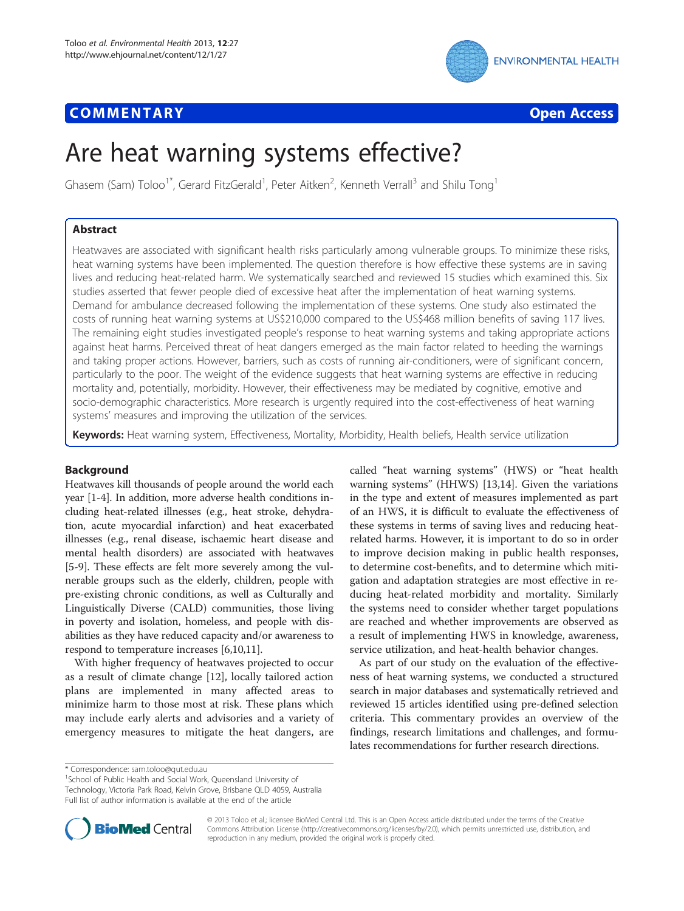COMMENTARY

Open Access

# Are heat warning systems effective?

Ghasem (Sam) Toloo[1*], Gerard FitzGerald[1], Peter Aitken[2], Kenneth Verrall[3] and Shilu Tong[1]

## Abstract

Heatwaves are associated with significant health risks particularly among vulnerable groups. To minimize these risks, heat warning systems have been implemented. The question therefore is how effective these systems are in saving lives and reducing heat-related harm. We systematically searched and reviewed 15 studies which examined this. Six studies asserted that fewer people died of excessive heat after the implementation of heat warning systems. Demand for ambulance decreased following the implementation of these systems. One study also estimated the costs of running heat warning systems at US$210,000 compared to the US$468 million benefits of saving 117 lives. The remaining eight studies investigated people's response to heat warning systems and taking appropriate actions against heat harms. Perceived threat of heat dangers emerged as the main factor related to heeding the warnings and taking proper actions. However, barriers, such as costs of running air-conditioners, were of significant concern, particularly to the poor. The weight of the evidence suggests that heat warning systems are effective in reducing mortality and, potentially, morbidity. However, their effectiveness may be mediated by cognitive, emotive and socio-demographic characteristics. More research is urgently required into the cost-effectiveness of heat warning systems' measures and improving the utilization of the services.

**Keywords:** Heat warning system, Effectiveness, Mortality, Morbidity, Health beliefs, Health service utilization

## Background

Heatwaves kill thousands of people around the world each year [1-4]. In addition, more adverse health conditions including heat-related illnesses (e.g., heat stroke, dehydration, acute myocardial infarction) and heat exacerbated illnesses (e.g., renal disease, ischaemic heart disease and mental health disorders) are associated with heatwaves [5-9]. These effects are felt more severely among the vulnerable groups such as the elderly, children, people with pre-existing chronic conditions, as well as Culturally and Linguistically Diverse (CALD) communities, those living in poverty and isolation, homeless, and people with disabilities as they have reduced capacity and/or awareness to respond to temperature increases [6,10,11].

With higher frequency of heatwaves projected to occur as a result of climate change [12], locally tailored action plans are implemented in many affected areas to minimize harm to those most at risk. These plans which may include early alerts and advisories and a variety of emergency measures to mitigate the heat dangers, are called "heat warning systems" (HWS) or "heat health warning systems" (HHWS) [13,14]. Given the variations in the type and extent of measures implemented as part of an HWS, it is difficult to evaluate the effectiveness of these systems in terms of saving lives and reducing heat-related harms. However, it is important to do so in order to improve decision making in public health responses, to determine cost-benefits, and to determine which mitigation and adaptation strategies are most effective in reducing heat-related morbidity and mortality. Similarly the systems need to consider whether target populations are reached and whether improvements are observed as a result of implementing HWS in knowledge, awareness, service utilization, and heat-health behavior changes.

As part of our study on the evaluation of the effectiveness of heat warning systems, we conducted a structured search in major databases and systematically retrieved and reviewed 15 articles identified using pre-defined selection criteria. This commentary provides an overview of the findings, research limitations and challenges, and formulates recommendations for further research directions.

\* Correspondence: sam.toloo@qut.edu.au
[1]School of Public Health and Social Work, Queensland University of Technology, Victoria Park Road, Kelvin Grove, Brisbane QLD 4059, Australia
Full list of author information is available at the end of the article

© 2013 Toloo et al.; licensee BioMed Central Ltd. This is an Open Access article distributed under the terms of the Creative Commons Attribution License (http://creativecommons.org/licenses/by/2.0), which permits unrestricted use, distribution, and reproduction in any medium, provided the original work is properly cited.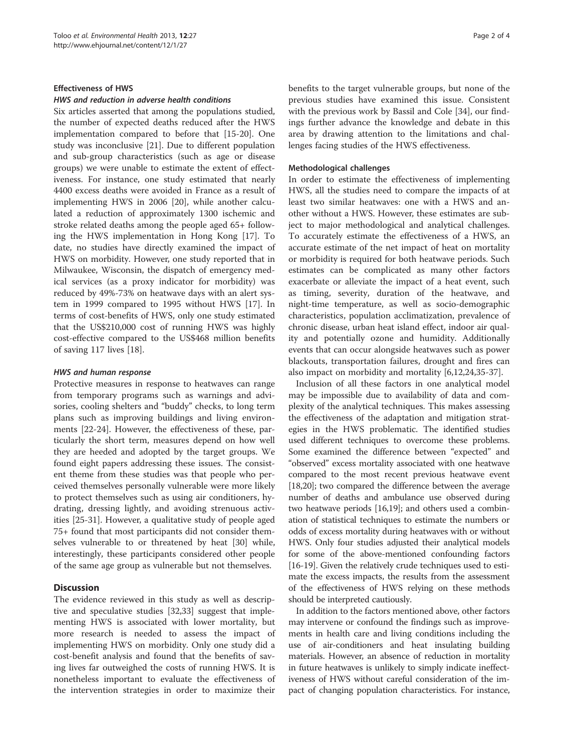### Effectiveness of HWS

#### *HWS and reduction in adverse health conditions*

Six articles asserted that among the populations studied, the number of expected deaths reduced after the HWS implementation compared to before that [15-20]. One study was inconclusive [21]. Due to different population and sub-group characteristics (such as age or disease groups) we were unable to estimate the extent of effectiveness. For instance, one study estimated that nearly 4400 excess deaths were avoided in France as a result of implementing HWS in 2006 [20], while another calculated a reduction of approximately 1300 ischemic and stroke related deaths among the people aged 65+ following the HWS implementation in Hong Kong [17]. To date, no studies have directly examined the impact of HWS on morbidity. However, one study reported that in Milwaukee, Wisconsin, the dispatch of emergency medical services (as a proxy indicator for morbidity) was reduced by 49%-73% on heatwave days with an alert system in 1999 compared to 1995 without HWS [17]. In terms of cost-benefits of HWS, only one study estimated that the US$210,000 cost of running HWS was highly cost-effective compared to the US$468 million benefits of saving 117 lives [18].

#### *HWS and human response*

Protective measures in response to heatwaves can range from temporary programs such as warnings and advisories, cooling shelters and "buddy" checks, to long term plans such as improving buildings and living environments [22-24]. However, the effectiveness of these, particularly the short term, measures depend on how well they are heeded and adopted by the target groups. We found eight papers addressing these issues. The consistent theme from these studies was that people who perceived themselves personally vulnerable were more likely to protect themselves such as using air conditioners, hydrating, dressing lightly, and avoiding strenuous activities [25-31]. However, a qualitative study of people aged 75+ found that most participants did not consider themselves vulnerable to or threatened by heat [30] while, interestingly, these participants considered other people of the same age group as vulnerable but not themselves.

## Discussion

The evidence reviewed in this study as well as descriptive and speculative studies [32,33] suggest that implementing HWS is associated with lower mortality, but more research is needed to assess the impact of implementing HWS on morbidity. Only one study did a cost-benefit analysis and found that the benefits of saving lives far outweighed the costs of running HWS. It is nonetheless important to evaluate the effectiveness of the intervention strategies in order to maximize their benefits to the target vulnerable groups, but none of the previous studies have examined this issue. Consistent with the previous work by Bassil and Cole [34], our findings further advance the knowledge and debate in this area by drawing attention to the limitations and challenges facing studies of the HWS effectiveness.

### Methodological challenges

In order to estimate the effectiveness of implementing HWS, all the studies need to compare the impacts of at least two similar heatwaves: one with a HWS and another without a HWS. However, these estimates are subject to major methodological and analytical challenges. To accurately estimate the effectiveness of a HWS, an accurate estimate of the net impact of heat on mortality or morbidity is required for both heatwave periods. Such estimates can be complicated as many other factors exacerbate or alleviate the impact of a heat event, such as timing, severity, duration of the heatwave, and night-time temperature, as well as socio-demographic characteristics, population acclimatization, prevalence of chronic disease, urban heat island effect, indoor air quality and potentially ozone and humidity. Additionally events that can occur alongside heatwaves such as power blackouts, transportation failures, drought and fires can also impact on morbidity and mortality [6,12,24,35-37].

Inclusion of all these factors in one analytical model may be impossible due to availability of data and complexity of the analytical techniques. This makes assessing the effectiveness of the adaptation and mitigation strategies in the HWS problematic. The identified studies used different techniques to overcome these problems. Some examined the difference between "expected" and "observed" excess mortality associated with one heatwave compared to the most recent previous heatwave event [18,20]; two compared the difference between the average number of deaths and ambulance use observed during two heatwave periods [16,19]; and others used a combination of statistical techniques to estimate the numbers or odds of excess mortality during heatwaves with or without HWS. Only four studies adjusted their analytical models for some of the above-mentioned confounding factors [16-19]. Given the relatively crude techniques used to estimate the excess impacts, the results from the assessment of the effectiveness of HWS relying on these methods should be interpreted cautiously.

In addition to the factors mentioned above, other factors may intervene or confound the findings such as improvements in health care and living conditions including the use of air-conditioners and heat insulating building materials. However, an absence of reduction in mortality in future heatwaves is unlikely to simply indicate ineffectiveness of HWS without careful consideration of the impact of changing population characteristics. For instance,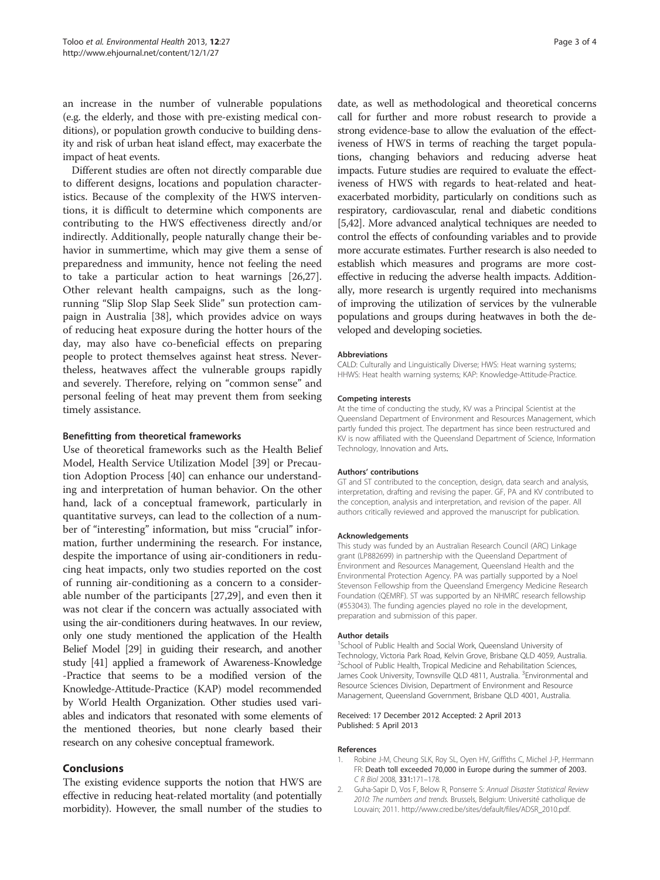an increase in the number of vulnerable populations (e.g. the elderly, and those with pre-existing medical conditions), or population growth conducive to building density and risk of urban heat island effect, may exacerbate the impact of heat events.

Different studies are often not directly comparable due to different designs, locations and population characteristics. Because of the complexity of the HWS interventions, it is difficult to determine which components are contributing to the HWS effectiveness directly and/or indirectly. Additionally, people naturally change their behavior in summertime, which may give them a sense of preparedness and immunity, hence not feeling the need to take a particular action to heat warnings [26,27]. Other relevant health campaigns, such as the long-running "Slip Slop Slap Seek Slide" sun protection campaign in Australia [38], which provides advice on ways of reducing heat exposure during the hotter hours of the day, may also have co-beneficial effects on preparing people to protect themselves against heat stress. Nevertheless, heatwaves affect the vulnerable groups rapidly and severely. Therefore, relying on "common sense" and personal feeling of heat may prevent them from seeking timely assistance.

### Benefitting from theoretical frameworks

Use of theoretical frameworks such as the Health Belief Model, Health Service Utilization Model [39] or Precaution Adoption Process [40] can enhance our understanding and interpretation of human behavior. On the other hand, lack of a conceptual framework, particularly in quantitative surveys, can lead to the collection of a number of "interesting" information, but miss "crucial" information, further undermining the research. For instance, despite the importance of using air-conditioners in reducing heat impacts, only two studies reported on the cost of running air-conditioning as a concern to a considerable number of the participants [27,29], and even then it was not clear if the concern was actually associated with using the air-conditioners during heatwaves. In our review, only one study mentioned the application of the Health Belief Model [29] in guiding their research, and another study [41] applied a framework of Awareness-Knowledge-Practice that seems to be a modified version of the Knowledge-Attitude-Practice (KAP) model recommended by World Health Organization. Other studies used variables and indicators that resonated with some elements of the mentioned theories, but none clearly based their research on any cohesive conceptual framework.

## Conclusions

The existing evidence supports the notion that HWS are effective in reducing heat-related mortality (and potentially morbidity). However, the small number of the studies to date, as well as methodological and theoretical concerns call for further and more robust research to provide a strong evidence-base to allow the evaluation of the effectiveness of HWS in terms of reaching the target populations, changing behaviors and reducing adverse heat impacts. Future studies are required to evaluate the effectiveness of HWS with regards to heat-related and heat-exacerbated morbidity, particularly on conditions such as respiratory, cardiovascular, renal and diabetic conditions [5,42]. More advanced analytical techniques are needed to control the effects of confounding variables and to provide more accurate estimates. Further research is also needed to establish which measures and programs are more cost-effective in reducing the adverse health impacts. Additionally, more research is urgently required into mechanisms of improving the utilization of services by the vulnerable populations and groups during heatwaves in both the developed and developing societies.

#### Abbreviations

CALD: Culturally and Linguistically Diverse; HWS: Heat warning systems; HHWS: Heat health warning systems; KAP: Knowledge-Attitude-Practice.

#### Competing interests

At the time of conducting the study, KV was a Principal Scientist at the Queensland Department of Environment and Resources Management, which partly funded this project. The department has since been restructured and KV is now affiliated with the Queensland Department of Science, Information Technology, Innovation and Arts.

#### Authors' contributions

GT and ST contributed to the conception, design, data search and analysis, interpretation, drafting and revising the paper. GF, PA and KV contributed to the conception, analysis and interpretation, and revision of the paper. All authors critically reviewed and approved the manuscript for publication.

#### Acknowledgements

This study was funded by an Australian Research Council (ARC) Linkage grant (LP882699) in partnership with the Queensland Department of Environment and Resources Management, Queensland Health and the Environmental Protection Agency. PA was partially supported by a Noel Stevenson Fellowship from the Queensland Emergency Medicine Research Foundation (QEMRF). ST was supported by an NHMRC research fellowship (#553043). The funding agencies played no role in the development, preparation and submission of this paper.

#### Author details

[1]School of Public Health and Social Work, Queensland University of Technology, Victoria Park Road, Kelvin Grove, Brisbane QLD 4059, Australia. [2]School of Public Health, Tropical Medicine and Rehabilitation Sciences, James Cook University, Townsville QLD 4811, Australia. [3]Environmental and Resource Sciences Division, Department of Environment and Resource Management, Queensland Government, Brisbane QLD 4001, Australia.

Received: 17 December 2012 Accepted: 2 April 2013
Published: 5 April 2013

#### References

1. Robine J-M, Cheung SLK, Roy SL, Oyen HV, Griffiths C, Michel J-P, Herrmann FR: Death toll exceeded 70,000 in Europe during the summer of 2003. *C R Biol* 2008, **331**:171–178.
2. Guha-Sapir D, Vos F, Below R, Ponserre S: *Annual Disaster Statistical Review 2010: The numbers and trends.* Brussels, Belgium: Université catholique de Louvain; 2011. http://www.cred.be/sites/default/files/ADSR_2010.pdf.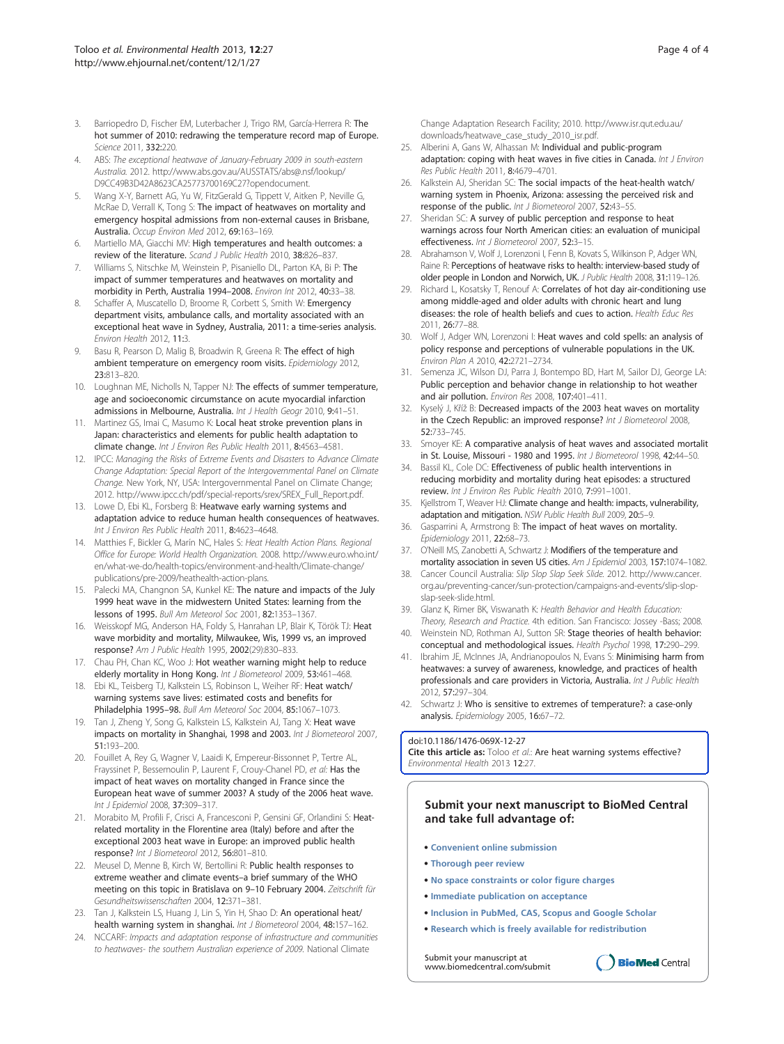3. Barriopedro D, Fischer EM, Luterbacher J, Trigo RM, García-Herrera R: **The hot summer of 2010: redrawing the temperature record map of Europe.** *Science* 2011, **332**:220.
4. ABS: *The exceptional heatwave of January-February 2009 in south-eastern Australia.* 2012. http://www.abs.gov.au/AUSSTATS/abs@.nsf/lookup/D9CC49B3D42A8623CA25773700169C27?opendocument.
5. Wang X-Y, Barnett AG, Yu W, FitzGerald G, Tippett V, Aitken P, Neville G, McRae D, Verrall K, Tong S: **The impact of heatwaves on mortality and emergency hospital admissions from non-external causes in Brisbane, Australia.** *Occup Environ Med* 2012, **69**:163–169.
6. Martiello MA, Giacchi MV: **High temperatures and health outcomes: a review of the literature.** *Scand J Public Health* 2010, **38**:826–837.
7. Williams S, Nitschke M, Weinstein P, Pisaniello DL, Parton KA, Bi P: **The impact of summer temperatures and heatwaves on mortality and morbidity in Perth, Australia 1994–2008.** *Environ Int* 2012, **40**:33–38.
8. Schaffer A, Muscatello D, Broome R, Corbett S, Smith W: **Emergency department visits, ambulance calls, and mortality associated with an exceptional heat wave in Sydney, Australia, 2011: a time-series analysis.** *Environ Health* 2012, **11**:3.
9. Basu R, Pearson D, Malig B, Broadwin R, Greena R: **The effect of high ambient temperature on emergency room visits.** *Epidemiology* 2012, **23**:813–820.
10. Loughnan ME, Nicholls N, Tapper NJ: **The effects of summer temperature, age and socioeconomic circumstance on acute myocardial infarction admissions in Melbourne, Australia.** *Int J Health Geogr* 2010, **9**:41–51.
11. Martinez GS, Imai C, Masumo K: **Local heat stroke prevention plans in Japan: characteristics and elements for public health adaptation to climate change.** *Int J Environ Res Public Health* 2011, **8**:4563–4581.
12. IPCC: *Managing the Risks of Extreme Events and Disasters to Advance Climate Change Adaptation: Special Report of the Intergovernmental Panel on Climate Change.* New York, NY, USA: Intergovernmental Panel on Climate Change; 2012. http://www.ipcc.ch/pdf/special-reports/srex/SREX_Full_Report.pdf.
13. Lowe D, Ebi KL, Forsberg B: **Heatwave early warning systems and adaptation advice to reduce human health consequences of heatwaves.** *Int J Environ Res Public Health* 2011, **8**:4623–4648.
14. Matthies F, Bickler G, Marín NC, Hales S: *Heat Health Action Plans. Regional Office for Europe: World Health Organization.* 2008. http://www.euro.who.int/en/what-we-do/health-topics/environment-and-health/Climate-change/publications/pre-2009/heathealth-action-plans.
15. Palecki MA, Changnon SA, Kunkel KE: **The nature and impacts of the July 1999 heat wave in the midwestern United States: learning from the lessons of 1995.** *Bull Am Meteorol Soc* 2001, **82**:1353–1367.
16. Weisskopf MG, Anderson HA, Foldy S, Hanrahan LP, Blair K, Török TJ: **Heat wave morbidity and mortality, Milwaukee, Wis, 1999 vs, an improved response?** *Am J Public Health* 1995, **2002**(29):830–833.
17. Chau PH, Chan KC, Woo J: **Hot weather warning might help to reduce elderly mortality in Hong Kong.** *Int J Biometeorol* 2009, **53**:461–468.
18. Ebi KL, Teisberg TJ, Kalkstein LS, Robinson L, Weiher RF: **Heat watch/warning systems save lives: estimated costs and benefits for Philadelphia 1995–98.** *Bull Am Meteorol Soc* 2004, **85**:1067–1073.
19. Tan J, Zheng Y, Song G, Kalkstein LS, Kalkstein AJ, Tang X: **Heat wave impacts on mortality in Shanghai, 1998 and 2003.** *Int J Biometeorol* 2007, **51**:193–200.
20. Fouillet A, Rey G, Wagner V, Laaidi K, Empereur-Bissonnet P, Tertre AL, Frayssinet P, Bessemoulin P, Laurent F, Crouy-Chanel PD, *et al*: **Has the impact of heat waves on mortality changed in France since the European heat wave of summer 2003? A study of the 2006 heat wave.** *Int J Epidemiol* 2008, **37**:309–317.
21. Morabito M, Profili F, Crisci A, Francesconi P, Gensini GF, Orlandini S: **Heat-related mortality in the Florentine area (Italy) before and after the exceptional 2003 heat wave in Europe: an improved public health response?** *Int J Biometeorol* 2012, **56**:801–810.
22. Meusel D, Menne B, Kirch W, Bertollini R: **Public health responses to extreme weather and climate events–a brief summary of the WHO meeting on this topic in Bratislava on 9–10 February 2004.** *Zeitschrift für Gesundheitswissenschaften* 2004, **12**:371–381.
23. Tan J, Kalkstein LS, Huang J, Lin S, Yin H, Shao D: **An operational heat/health warning system in shanghai.** *Int J Biometeorol* 2004, **48**:157–162.
24. NCCARF: *Impacts and adaptation response of infrastructure and communities to heatwaves- the southern Australian experience of 2009.* National Climate Change Adaptation Research Facility; 2010. http://www.isr.qut.edu.au/downloads/heatwave_case_study_2010_isr.pdf.
25. Alberini A, Gans W, Alhassan M: **Individual and public-program adaptation: coping with heat waves in five cities in Canada.** *Int J Environ Res Public Health* 2011, **8**:4679–4701.
26. Kalkstein AJ, Sheridan SC: **The social impacts of the heat-health watch/warning system in Phoenix, Arizona: assessing the perceived risk and response of the public.** *Int J Biometeorol* 2007, **52**:43–55.
27. Sheridan SC: **A survey of public perception and response to heat warnings across four North American cities: an evaluation of municipal effectiveness.** *Int J Biometeorol* 2007, **52**:3–15.
28. Abrahamson V, Wolf J, Lorenzoni I, Fenn B, Kovats S, Wilkinson P, Adger WN, Raine R: **Perceptions of heatwave risks to health: interview-based study of older people in London and Norwich, UK.** *J Public Health* 2008, **31**:119–126.
29. Richard L, Kosatsky T, Renouf A: **Correlates of hot day air-conditioning use among middle-aged and older adults with chronic heart and lung diseases: the role of health beliefs and cues to action.** *Health Educ Res* 2011, **26**:77–88.
30. Wolf J, Adger WN, Lorenzoni I: **Heat waves and cold spells: an analysis of policy response and perceptions of vulnerable populations in the UK.** *Environ Plan A* 2010, **42**:2721–2734.
31. Semenza JC, Wilson DJ, Parra J, Bontempo BD, Hart M, Sailor DJ, George LA: **Public perception and behavior change in relationship to hot weather and air pollution.** *Environ Res* 2008, **107**:401–411.
32. Kyselý J, Kříž B: **Decreased impacts of the 2003 heat waves on mortality in the Czech Republic: an improved response?** *Int J Biometeorol* 2008, **52**:733–745.
33. Smoyer KE: **A comparative analysis of heat waves and associated mortalit in St. Louise, Missouri - 1980 and 1995.** *Int J Biometeorol* 1998, **42**:44–50.
34. Bassil KL, Cole DC: **Effectiveness of public health interventions in reducing morbidity and mortality during heat episodes: a structured review.** *Int J Environ Res Public Health* 2010, **7**:991–1001.
35. Kjellstrom T, Weaver HJ: **Climate change and health: impacts, vulnerability, adaptation and mitigation.** *NSW Public Health Bull* 2009, **20**:5–9.
36. Gasparrini A, Armstrong B: **The impact of heat waves on mortality.** *Epidemiology* 2011, **22**:68–73.
37. O'Neill MS, Zanobetti A, Schwartz J: **Modifiers of the temperature and mortality association in seven US cities.** *Am J Epidemiol* 2003, **157**:1074–1082.
38. Cancer Council Australia: *Slip Slop Slap Seek Slide.* 2012. http://www.cancer.org.au/preventing-cancer/sun-protection/campaigns-and-events/slip-slop-slap-seek-slide.html.
39. Glanz K, Rimer BK, Viswanath K: *Health Behavior and Health Education: Theory, Research and Practice.* 4th edition. San Francisco: Jossey -Bass; 2008.
40. Weinstein ND, Rothman AJ, Sutton SR: **Stage theories of health behavior: conceptual and methodological issues.** *Health Psychol* 1998, **17**:290–299.
41. Ibrahim JE, McInnes JA, Andrianopoulos N, Evans S: **Minimising harm from heatwaves: a survey of awareness, knowledge, and practices of health professionals and care providers in Victoria, Australia.** *Int J Public Health* 2012, **57**:297–304.
42. Schwartz J: **Who is sensitive to extremes of temperature?: a case-only analysis.** *Epidemiology* 2005, **16**:67–72.

doi:10.1186/1476-069X-12-27
**Cite this article as:** Toloo *et al.*: Are heat warning systems effective? *Environmental Health* 2013 **12**:27.

**Submit your next manuscript to BioMed Central and take full advantage of:**

- **Convenient online submission**
- **Thorough peer review**
- **No space constraints or color figure charges**
- **Immediate publication on acceptance**
- **Inclusion in PubMed, CAS, Scopus and Google Scholar**
- **Research which is freely available for redistribution**

Submit your manuscript at www.biomedcentral.com/submit

BioMed Central